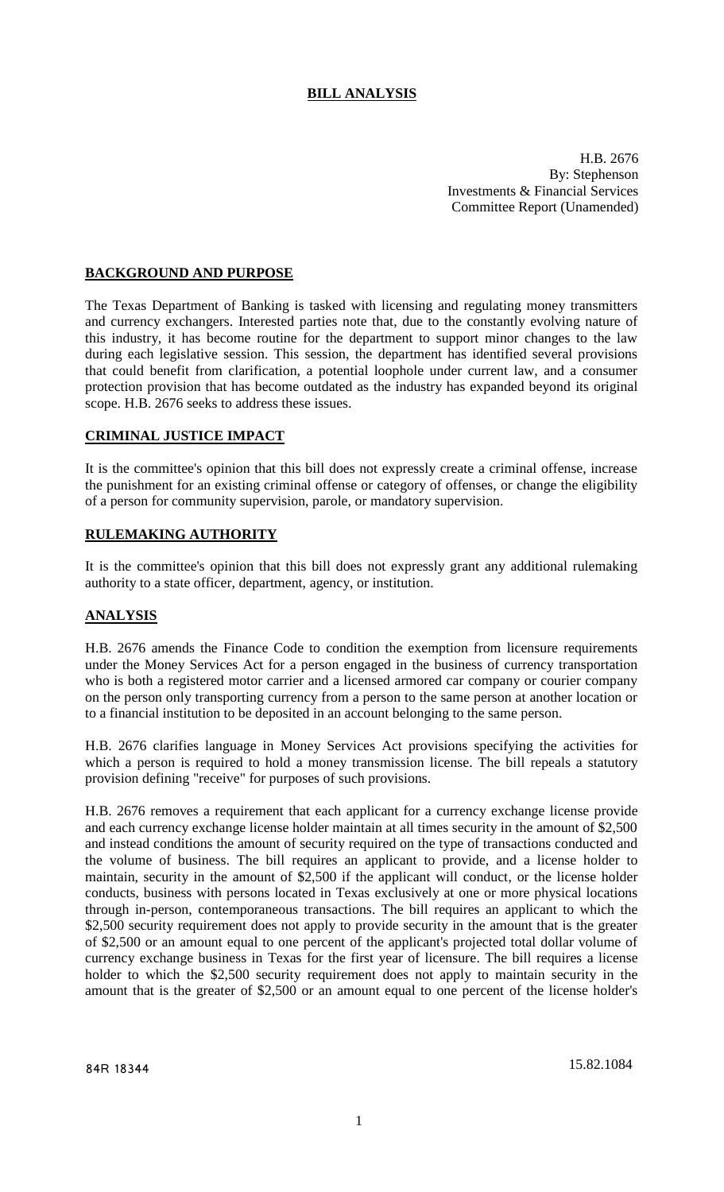# BILL ANALYSIS

H.B. 2676
By: Stephenson
Investments & Financial Services
Committee Report (Unamended)

## BACKGROUND AND PURPOSE

The Texas Department of Banking is tasked with licensing and regulating money transmitters and currency exchangers. Interested parties note that, due to the constantly evolving nature of this industry, it has become routine for the department to support minor changes to the law during each legislative session. This session, the department has identified several provisions that could benefit from clarification, a potential loophole under current law, and a consumer protection provision that has become outdated as the industry has expanded beyond its original scope. H.B. 2676 seeks to address these issues.

## CRIMINAL JUSTICE IMPACT

It is the committee's opinion that this bill does not expressly create a criminal offense, increase the punishment for an existing criminal offense or category of offenses, or change the eligibility of a person for community supervision, parole, or mandatory supervision.

## RULEMAKING AUTHORITY

It is the committee's opinion that this bill does not expressly grant any additional rulemaking authority to a state officer, department, agency, or institution.

## ANALYSIS

H.B. 2676 amends the Finance Code to condition the exemption from licensure requirements under the Money Services Act for a person engaged in the business of currency transportation who is both a registered motor carrier and a licensed armored car company or courier company on the person only transporting currency from a person to the same person at another location or to a financial institution to be deposited in an account belonging to the same person.

H.B. 2676 clarifies language in Money Services Act provisions specifying the activities for which a person is required to hold a money transmission license. The bill repeals a statutory provision defining "receive" for purposes of such provisions.

H.B. 2676 removes a requirement that each applicant for a currency exchange license provide and each currency exchange license holder maintain at all times security in the amount of $2,500 and instead conditions the amount of security required on the type of transactions conducted and the volume of business. The bill requires an applicant to provide, and a license holder to maintain, security in the amount of $2,500 if the applicant will conduct, or the license holder conducts, business with persons located in Texas exclusively at one or more physical locations through in-person, contemporaneous transactions. The bill requires an applicant to which the $2,500 security requirement does not apply to provide security in the amount that is the greater of $2,500 or an amount equal to one percent of the applicant's projected total dollar volume of currency exchange business in Texas for the first year of licensure. The bill requires a license holder to which the $2,500 security requirement does not apply to maintain security in the amount that is the greater of $2,500 or an amount equal to one percent of the license holder's

84R 18344 15.82.1084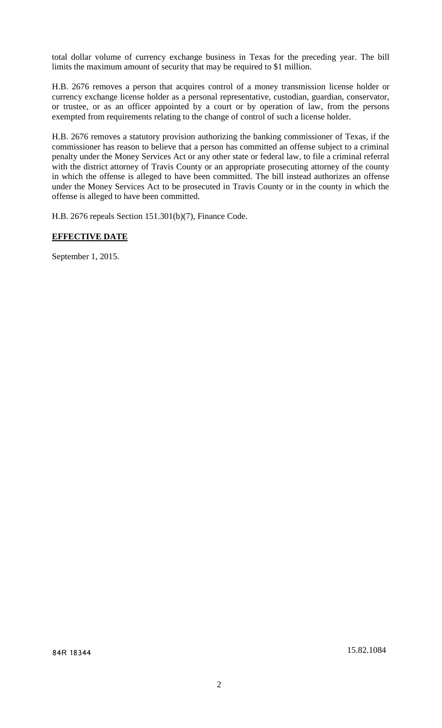total dollar volume of currency exchange business in Texas for the preceding year. The bill limits the maximum amount of security that may be required to $1 million.

H.B. 2676 removes a person that acquires control of a money transmission license holder or currency exchange license holder as a personal representative, custodian, guardian, conservator, or trustee, or as an officer appointed by a court or by operation of law, from the persons exempted from requirements relating to the change of control of such a license holder.

H.B. 2676 removes a statutory provision authorizing the banking commissioner of Texas, if the commissioner has reason to believe that a person has committed an offense subject to a criminal penalty under the Money Services Act or any other state or federal law, to file a criminal referral with the district attorney of Travis County or an appropriate prosecuting attorney of the county in which the offense is alleged to have been committed. The bill instead authorizes an offense under the Money Services Act to be prosecuted in Travis County or in the county in which the offense is alleged to have been committed.

H.B. 2676 repeals Section 151.301(b)(7), Finance Code.

**EFFECTIVE DATE**

September 1, 2015.

84R 18344 15.82.1084